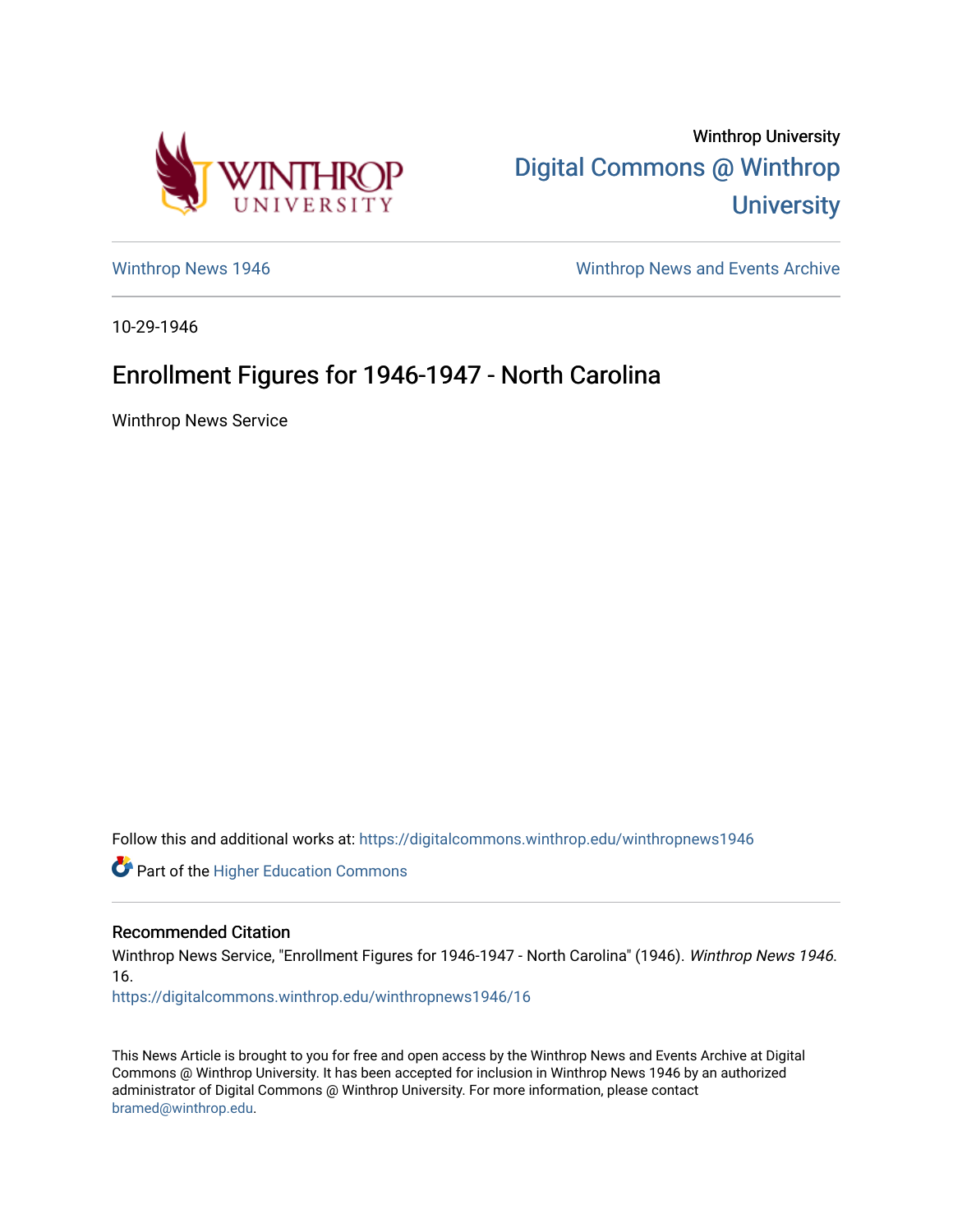Winthrop University

Digital Commons @ Winthrop University

Winthrop News 1946

Winthrop News and Events Archive

10-29-1946

# Enrollment Figures for 1946-1947 - North Carolina

Winthrop News Service

Follow this and additional works at: https://digitalcommons.winthrop.edu/winthropnews1946

Part of the Higher Education Commons

## Recommended Citation

Winthrop News Service, "Enrollment Figures for 1946-1947 - North Carolina" (1946). *Winthrop News 1946*. 16.
https://digitalcommons.winthrop.edu/winthropnews1946/16

This News Article is brought to you for free and open access by the Winthrop News and Events Archive at Digital Commons @ Winthrop University. It has been accepted for inclusion in Winthrop News 1946 by an authorized administrator of Digital Commons @ Winthrop University. For more information, please contact bramed@winthrop.edu.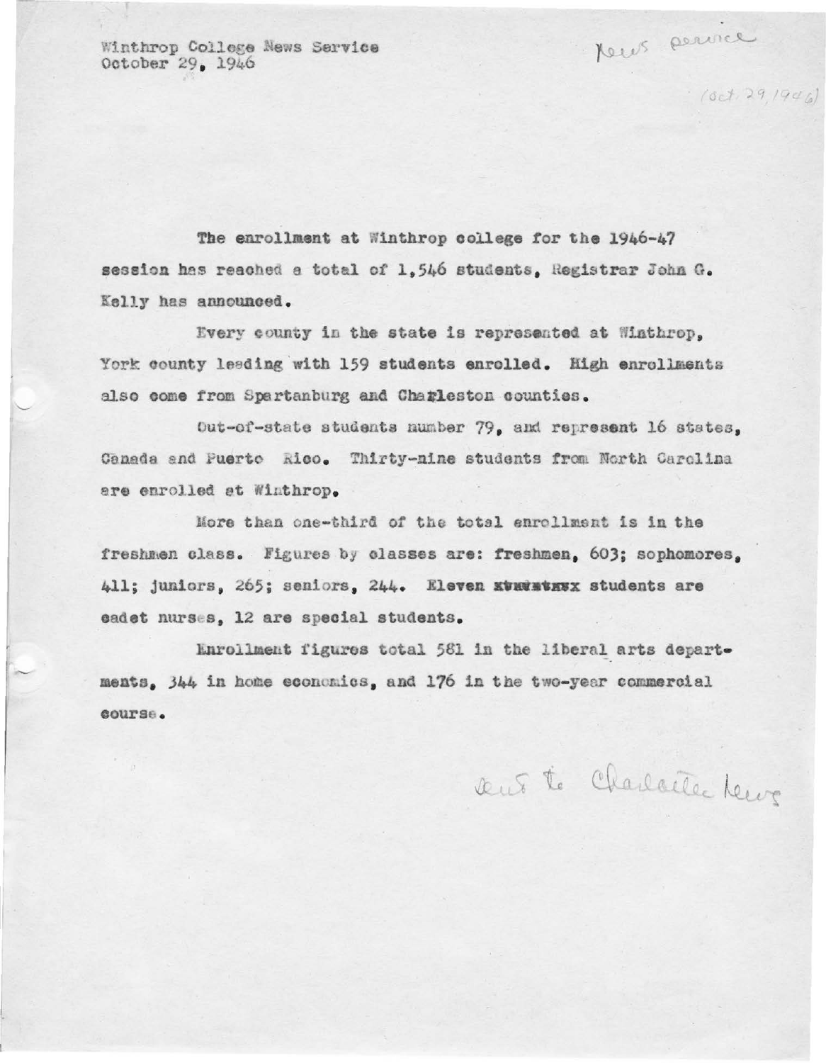Winthrop College News Service
October 29, 1946

News service

(Oct. 29, 1946)

The enrollment at Winthrop college for the 1946-47 session has reached a total of 1,546 students, Registrar John G. Kelly has announced.

Every county in the state is represented at Winthrop, York county leading with 159 students enrolled. High enrollments also come from Spartanburg and Charleston counties.

Out-of-state students number 79, and represent 16 states, Canada and Puerto Rico. Thirty-nine students from North Carolina are enrolled at Winthrop.

More than one-third of the total enrollment is in the freshmen class. Figures by classes are: freshmen, 603; sophomores, 411; juniors, 265; seniors, 244. Eleven ~~students~~ students are cadet nurses, 12 are special students.

Enrollment figures total 581 in the liberal arts departments, 344 in home economics, and 176 in the two-year commercial course.

sent to Charlotte News